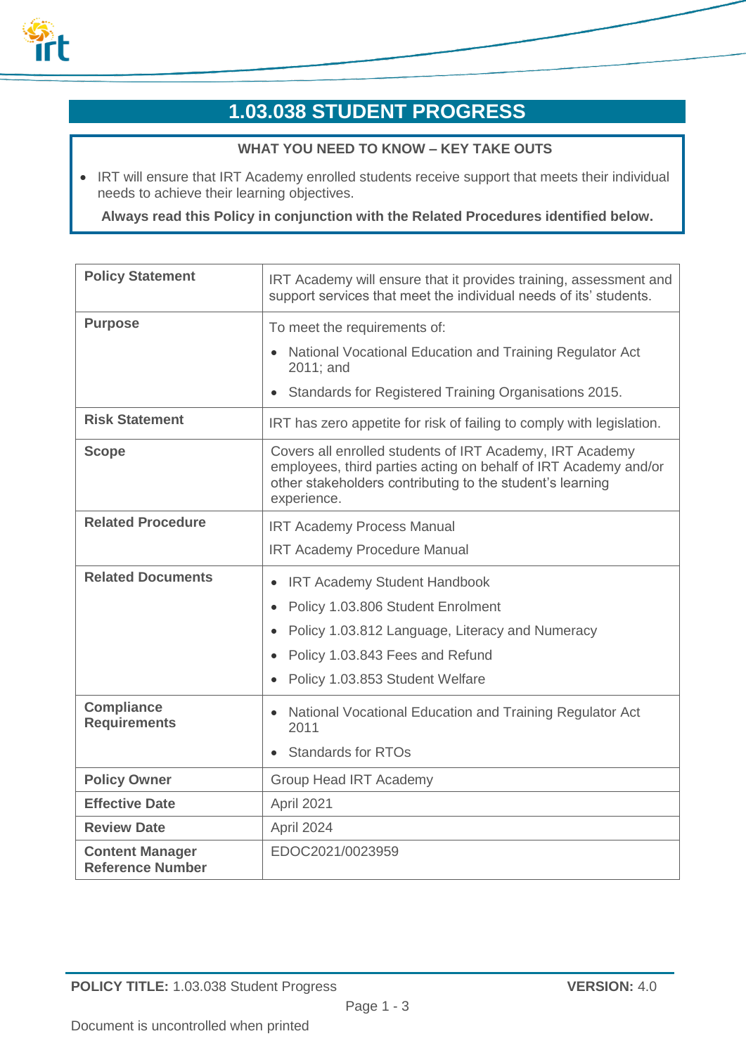# 1.03.038 STUDENT PROGRESS

**WHAT YOU NEED TO KNOW – KEY TAKE OUTS**

- IRT will ensure that IRT Academy enrolled students receive support that meets their individual needs to achieve their learning objectives.

**Always read this Policy in conjunction with the Related Procedures identified below.**

| | |
|---|---|
| **Policy Statement** | IRT Academy will ensure that it provides training, assessment and support services that meet the individual needs of its' students. |
| **Purpose** | To meet the requirements of:<br>• National Vocational Education and Training Regulator Act 2011; and<br>• Standards for Registered Training Organisations 2015. |
| **Risk Statement** | IRT has zero appetite for risk of failing to comply with legislation. |
| **Scope** | Covers all enrolled students of IRT Academy, IRT Academy employees, third parties acting on behalf of IRT Academy and/or other stakeholders contributing to the student's learning experience. |
| **Related Procedure** | IRT Academy Process Manual<br>IRT Academy Procedure Manual |
| **Related Documents** | • IRT Academy Student Handbook<br>• Policy 1.03.806 Student Enrolment<br>• Policy 1.03.812 Language, Literacy and Numeracy<br>• Policy 1.03.843 Fees and Refund<br>• Policy 1.03.853 Student Welfare |
| **Compliance Requirements** | • National Vocational Education and Training Regulator Act 2011<br>• Standards for RTOs |
| **Policy Owner** | Group Head IRT Academy |
| **Effective Date** | April 2021 |
| **Review Date** | April 2024 |
| **Content Manager Reference Number** | EDOC2021/0023959 |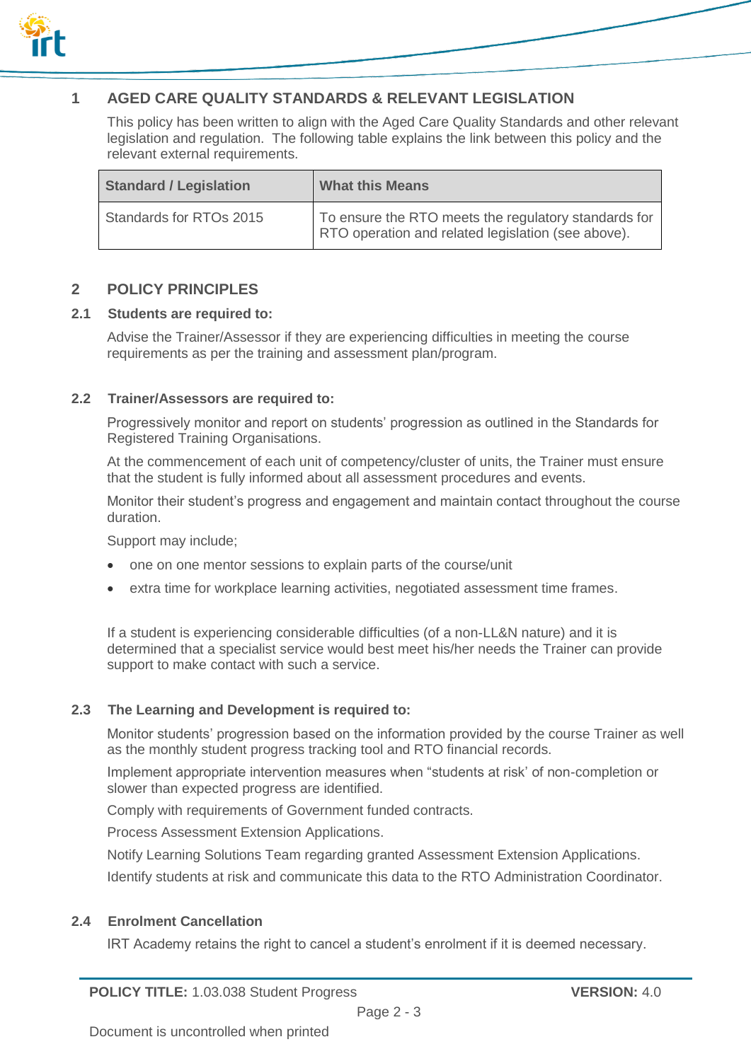## 1 AGED CARE QUALITY STANDARDS & RELEVANT LEGISLATION

This policy has been written to align with the Aged Care Quality Standards and other relevant legislation and regulation. The following table explains the link between this policy and the relevant external requirements.

| Standard / Legislation | What this Means |
|---|---|
| Standards for RTOs 2015 | To ensure the RTO meets the regulatory standards for RTO operation and related legislation (see above). |

## 2 POLICY PRINCIPLES

### 2.1 Students are required to:

Advise the Trainer/Assessor if they are experiencing difficulties in meeting the course requirements as per the training and assessment plan/program.

### 2.2 Trainer/Assessors are required to:

Progressively monitor and report on students' progression as outlined in the Standards for Registered Training Organisations.

At the commencement of each unit of competency/cluster of units, the Trainer must ensure that the student is fully informed about all assessment procedures and events.

Monitor their student's progress and engagement and maintain contact throughout the course duration.

Support may include;

- one on one mentor sessions to explain parts of the course/unit
- extra time for workplace learning activities, negotiated assessment time frames.

If a student is experiencing considerable difficulties (of a non-LL&N nature) and it is determined that a specialist service would best meet his/her needs the Trainer can provide support to make contact with such a service.

### 2.3 The Learning and Development is required to:

Monitor students' progression based on the information provided by the course Trainer as well as the monthly student progress tracking tool and RTO financial records.

Implement appropriate intervention measures when "students at risk' of non-completion or slower than expected progress are identified.

Comply with requirements of Government funded contracts.

Process Assessment Extension Applications.

Notify Learning Solutions Team regarding granted Assessment Extension Applications.

Identify students at risk and communicate this data to the RTO Administration Coordinator.

### 2.4 Enrolment Cancellation

IRT Academy retains the right to cancel a student's enrolment if it is deemed necessary.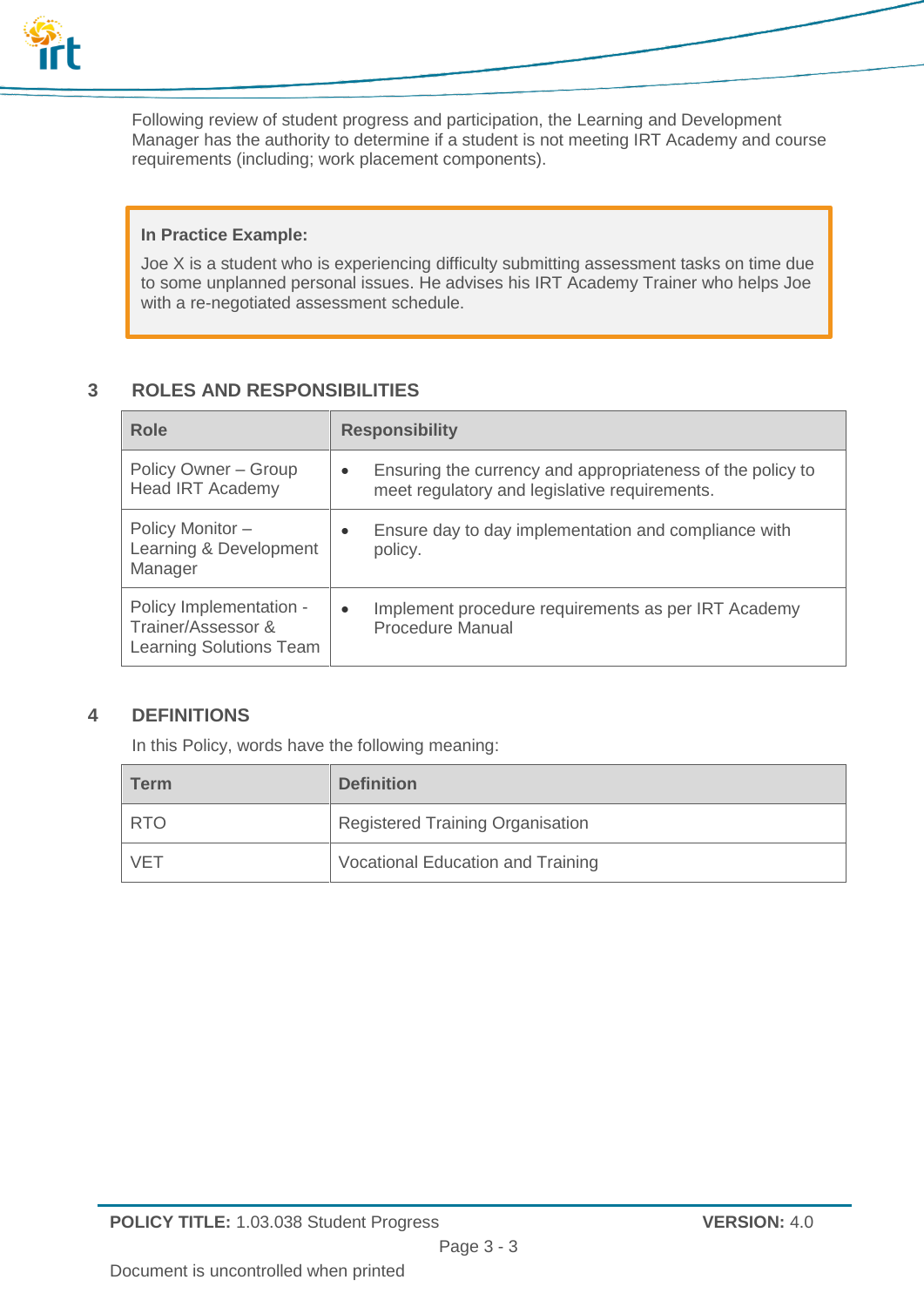Following review of student progress and participation, the Learning and Development Manager has the authority to determine if a student is not meeting IRT Academy and course requirements (including; work placement components).

> **In Practice Example:**
>
> Joe X is a student who is experiencing difficulty submitting assessment tasks on time due to some unplanned personal issues. He advises his IRT Academy Trainer who helps Joe with a re-negotiated assessment schedule.

## 3 ROLES AND RESPONSIBILITIES

| Role | Responsibility |
|---|---|
| Policy Owner – Group Head IRT Academy | • Ensuring the currency and appropriateness of the policy to meet regulatory and legislative requirements. |
| Policy Monitor – Learning & Development Manager | • Ensure day to day implementation and compliance with policy. |
| Policy Implementation - Trainer/Assessor & Learning Solutions Team | • Implement procedure requirements as per IRT Academy Procedure Manual |

## 4 DEFINITIONS

In this Policy, words have the following meaning:

| Term | Definition |
|---|---|
| RTO | Registered Training Organisation |
| VET | Vocational Education and Training |